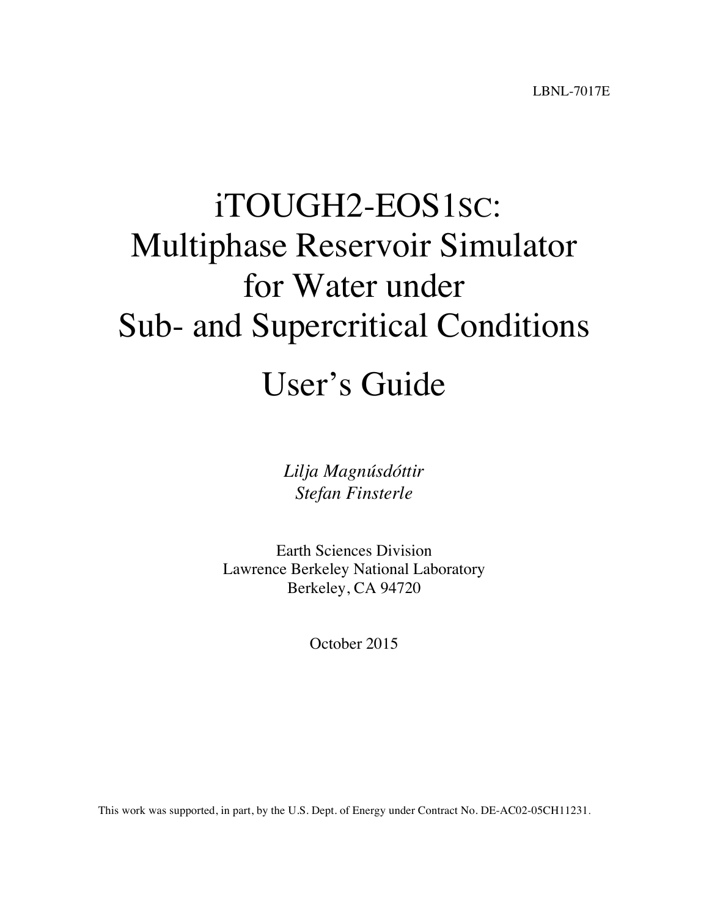LBNL-7017E

# iTOUGH2-EOS1SC: Multiphase Reservoir Simulator for Water under Sub- and Supercritical Conditions

# User's Guide

*Lilja Magnúsdóttir*
*Stefan Finsterle*

Earth Sciences Division
Lawrence Berkeley National Laboratory
Berkeley, CA 94720

October 2015

This work was supported, in part, by the U.S. Dept. of Energy under Contract No. DE-AC02-05CH11231.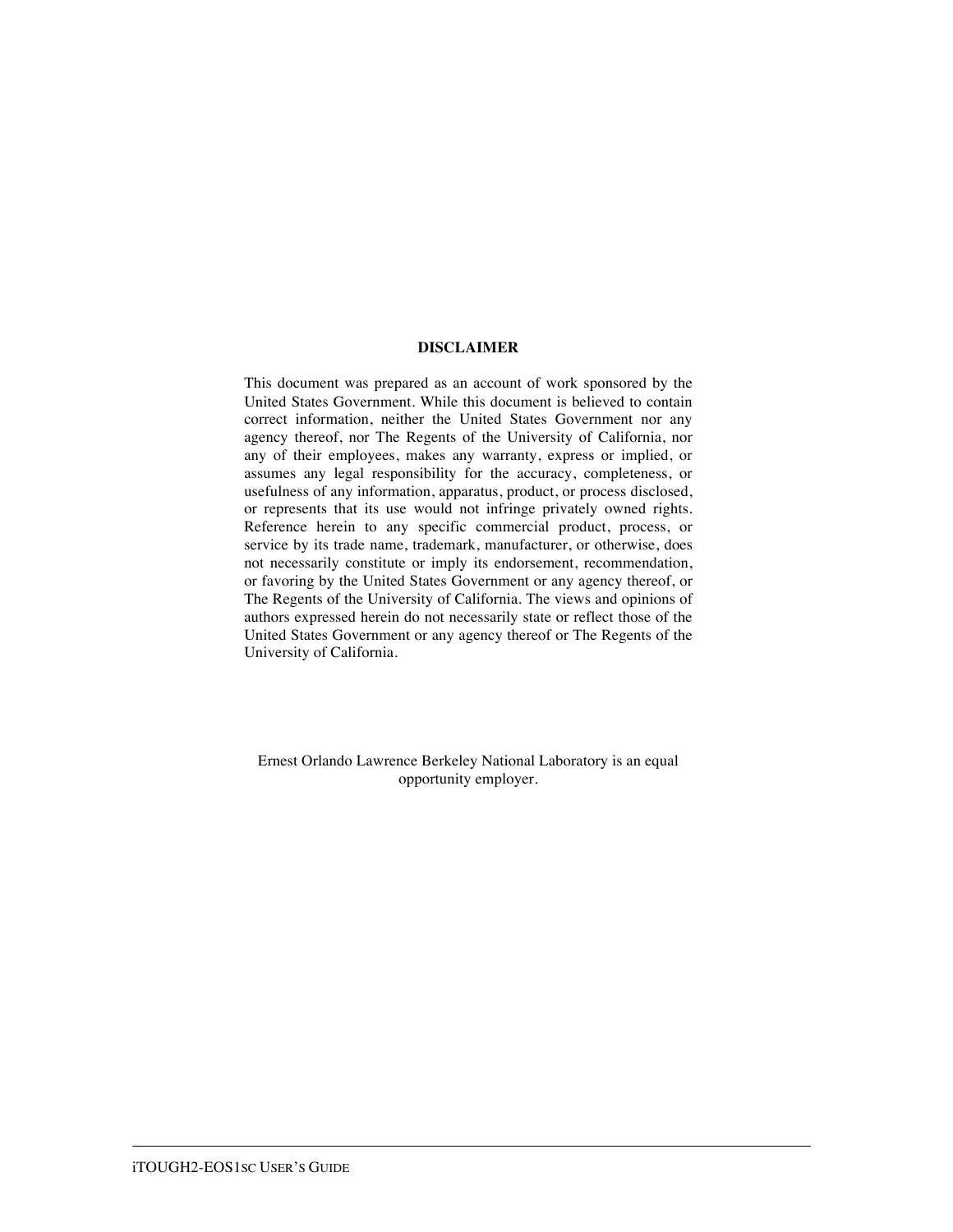**DISCLAIMER**

This document was prepared as an account of work sponsored by the United States Government. While this document is believed to contain correct information, neither the United States Government nor any agency thereof, nor The Regents of the University of California, nor any of their employees, makes any warranty, express or implied, or assumes any legal responsibility for the accuracy, completeness, or usefulness of any information, apparatus, product, or process disclosed, or represents that its use would not infringe privately owned rights. Reference herein to any specific commercial product, process, or service by its trade name, trademark, manufacturer, or otherwise, does not necessarily constitute or imply its endorsement, recommendation, or favoring by the United States Government or any agency thereof, or The Regents of the University of California. The views and opinions of authors expressed herein do not necessarily state or reflect those of the United States Government or any agency thereof or The Regents of the University of California.

Ernest Orlando Lawrence Berkeley National Laboratory is an equal opportunity employer.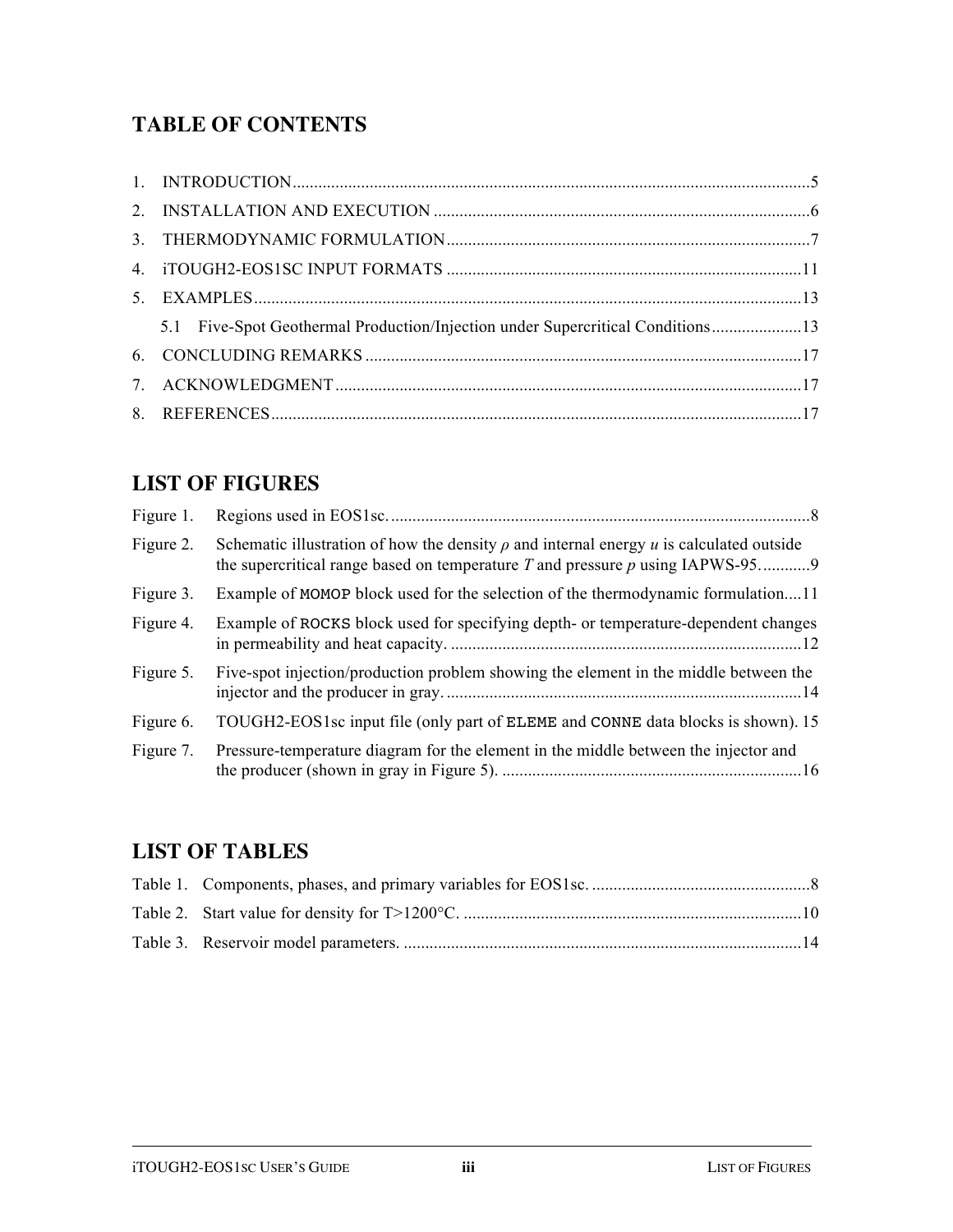# TABLE OF CONTENTS

1. INTRODUCTION .......................................................................................................................5
2. INSTALLATION AND EXECUTION .......................................................................................6
3. THERMODYNAMIC FORMULATION ....................................................................................7
4. iTOUGH2-EOS1SC INPUT FORMATS ...................................................................................11
5. EXAMPLES ...............................................................................................................................13
   - 5.1 Five-Spot Geothermal Production/Injection under Supercritical Conditions .....................13
6. CONCLUDING REMARKS .....................................................................................................17
7. ACKNOWLEDGMENT ............................................................................................................17
8. REFERENCES ...........................................................................................................................17

# LIST OF FIGURES

Figure 1. Regions used in EOS1sc. ................................................................................................8

Figure 2. Schematic illustration of how the density $\rho$ and internal energy $u$ is calculated outside the supercritical range based on temperature $T$ and pressure $p$ using IAPWS-95. ...........9

Figure 3. Example of `MOMOP` block used for the selection of the thermodynamic formulation....11

Figure 4. Example of `ROCKS` block used for specifying depth- or temperature-dependent changes in permeability and heat capacity. ..................................................................................12

Figure 5. Five-spot injection/production problem showing the element in the middle between the injector and the producer in gray. ...................................................................................14

Figure 6. TOUGH2-EOS1sc input file (only part of `ELEME` and `CONNE` data blocks is shown). 15

Figure 7. Pressure-temperature diagram for the element in the middle between the injector and the producer (shown in gray in Figure 5). ......................................................................16

# LIST OF TABLES

Table 1. Components, phases, and primary variables for EOS1sc. ...................................................8

Table 2. Start value for density for T>1200°C. ...............................................................................10

Table 3. Reservoir model parameters. .............................................................................................14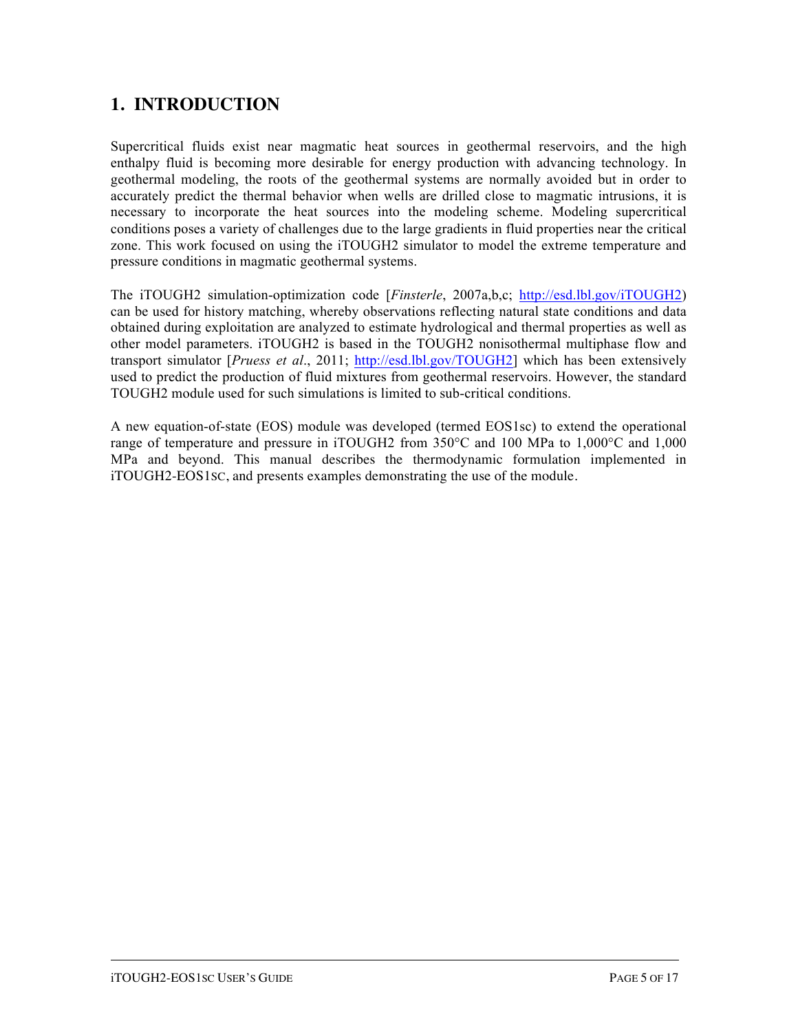# 1. INTRODUCTION

Supercritical fluids exist near magmatic heat sources in geothermal reservoirs, and the high enthalpy fluid is becoming more desirable for energy production with advancing technology. In geothermal modeling, the roots of the geothermal systems are normally avoided but in order to accurately predict the thermal behavior when wells are drilled close to magmatic intrusions, it is necessary to incorporate the heat sources into the modeling scheme. Modeling supercritical conditions poses a variety of challenges due to the large gradients in fluid properties near the critical zone. This work focused on using the iTOUGH2 simulator to model the extreme temperature and pressure conditions in magmatic geothermal systems.

The iTOUGH2 simulation-optimization code [*Finsterle*, 2007a,b,c; http://esd.lbl.gov/iTOUGH2) can be used for history matching, whereby observations reflecting natural state conditions and data obtained during exploitation are analyzed to estimate hydrological and thermal properties as well as other model parameters. iTOUGH2 is based in the TOUGH2 nonisothermal multiphase flow and transport simulator [*Pruess et al*., 2011; http://esd.lbl.gov/TOUGH2] which has been extensively used to predict the production of fluid mixtures from geothermal reservoirs. However, the standard TOUGH2 module used for such simulations is limited to sub-critical conditions.

A new equation-of-state (EOS) module was developed (termed EOS1sc) to extend the operational range of temperature and pressure in iTOUGH2 from 350°C and 100 MPa to 1,000°C and 1,000 MPa and beyond. This manual describes the thermodynamic formulation implemented in iTOUGH2-EOS1SC, and presents examples demonstrating the use of the module.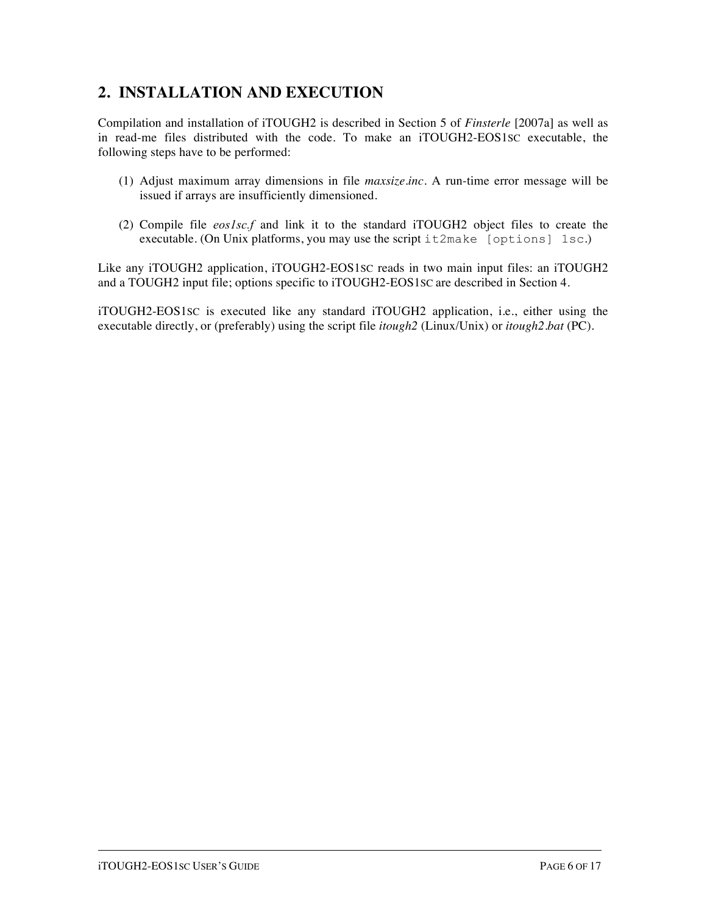## 2. INSTALLATION AND EXECUTION

Compilation and installation of iTOUGH2 is described in Section 5 of *Finsterle* [2007a] as well as in read-me files distributed with the code. To make an iTOUGH2-EOS1SC executable, the following steps have to be performed:

(1) Adjust maximum array dimensions in file *maxsize.inc*. A run-time error message will be issued if arrays are insufficiently dimensioned.

(2) Compile file *eos1sc.f* and link it to the standard iTOUGH2 object files to create the executable. (On Unix platforms, you may use the script `it2make [options] 1sc`.)

Like any iTOUGH2 application, iTOUGH2-EOS1SC reads in two main input files: an iTOUGH2 and a TOUGH2 input file; options specific to iTOUGH2-EOS1SC are described in Section 4.

iTOUGH2-EOS1SC is executed like any standard iTOUGH2 application, i.e., either using the executable directly, or (preferably) using the script file *itough2* (Linux/Unix) or *itough2.bat* (PC).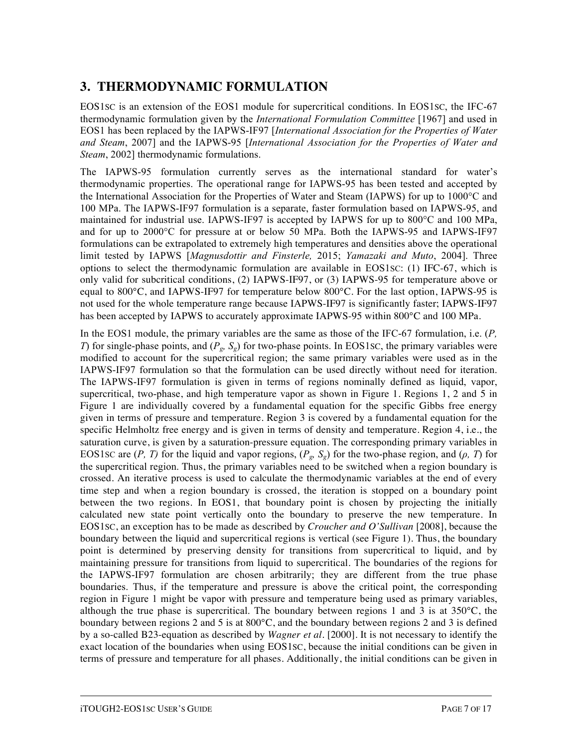## 3. THERMODYNAMIC FORMULATION

EOS1SC is an extension of the EOS1 module for supercritical conditions. In EOS1SC, the IFC-67 thermodynamic formulation given by the *International Formulation Committee* [1967] and used in EOS1 has been replaced by the IAPWS-IF97 [*International Association for the Properties of Water and Steam*, 2007] and the IAPWS-95 [*International Association for the Properties of Water and Steam*, 2002] thermodynamic formulations.

The IAPWS-95 formulation currently serves as the international standard for water's thermodynamic properties. The operational range for IAPWS-95 has been tested and accepted by the International Association for the Properties of Water and Steam (IAPWS) for up to 1000°C and 100 MPa. The IAPWS-IF97 formulation is a separate, faster formulation based on IAPWS-95, and maintained for industrial use. IAPWS-IF97 is accepted by IAPWS for up to 800°C and 100 MPa, and for up to 2000°C for pressure at or below 50 MPa. Both the IAPWS-95 and IAPWS-IF97 formulations can be extrapolated to extremely high temperatures and densities above the operational limit tested by IAPWS [*Magnusdottir and Finsterle,* 2015; *Yamazaki and Muto*, 2004]. Three options to select the thermodynamic formulation are available in EOS1SC: (1) IFC-67, which is only valid for subcritical conditions, (2) IAPWS-IF97, or (3) IAPWS-95 for temperature above or equal to 800°C, and IAPWS-IF97 for temperature below 800°C. For the last option, IAPWS-95 is not used for the whole temperature range because IAPWS-IF97 is significantly faster; IAPWS-IF97 has been accepted by IAPWS to accurately approximate IAPWS-95 within 800°C and 100 MPa.

In the EOS1 module, the primary variables are the same as those of the IFC-67 formulation, i.e. ($P$, $T$) for single-phase points, and ($P_g$, $S_g$) for two-phase points. In EOS1SC, the primary variables were modified to account for the supercritical region; the same primary variables were used as in the IAPWS-IF97 formulation so that the formulation can be used directly without need for iteration. The IAPWS-IF97 formulation is given in terms of regions nominally defined as liquid, vapor, supercritical, two-phase, and high temperature vapor as shown in Figure 1. Regions 1, 2 and 5 in Figure 1 are individually covered by a fundamental equation for the specific Gibbs free energy given in terms of pressure and temperature. Region 3 is covered by a fundamental equation for the specific Helmholtz free energy and is given in terms of density and temperature. Region 4, i.e., the saturation curve, is given by a saturation-pressure equation. The corresponding primary variables in EOS1SC are ($P$, $T$) for the liquid and vapor regions, ($P_g$, $S_g$) for the two-phase region, and ($\rho$, $T$) for the supercritical region. Thus, the primary variables need to be switched when a region boundary is crossed. An iterative process is used to calculate the thermodynamic variables at the end of every time step and when a region boundary is crossed, the iteration is stopped on a boundary point between the two regions. In EOS1, that boundary point is chosen by projecting the initially calculated new state point vertically onto the boundary to preserve the new temperature. In EOS1SC, an exception has to be made as described by *Croucher and O'Sullivan* [2008], because the boundary between the liquid and supercritical regions is vertical (see Figure 1). Thus, the boundary point is determined by preserving density for transitions from supercritical to liquid, and by maintaining pressure for transitions from liquid to supercritical. The boundaries of the regions for the IAPWS-IF97 formulation are chosen arbitrarily; they are different from the true phase boundaries. Thus, if the temperature and pressure is above the critical point, the corresponding region in Figure 1 might be vapor with pressure and temperature being used as primary variables, although the true phase is supercritical. The boundary between regions 1 and 3 is at 350°C, the boundary between regions 2 and 5 is at 800°C, and the boundary between regions 2 and 3 is defined by a so-called B23-equation as described by *Wagner et al*. [2000]. It is not necessary to identify the exact location of the boundaries when using EOS1SC, because the initial conditions can be given in terms of pressure and temperature for all phases. Additionally, the initial conditions can be given in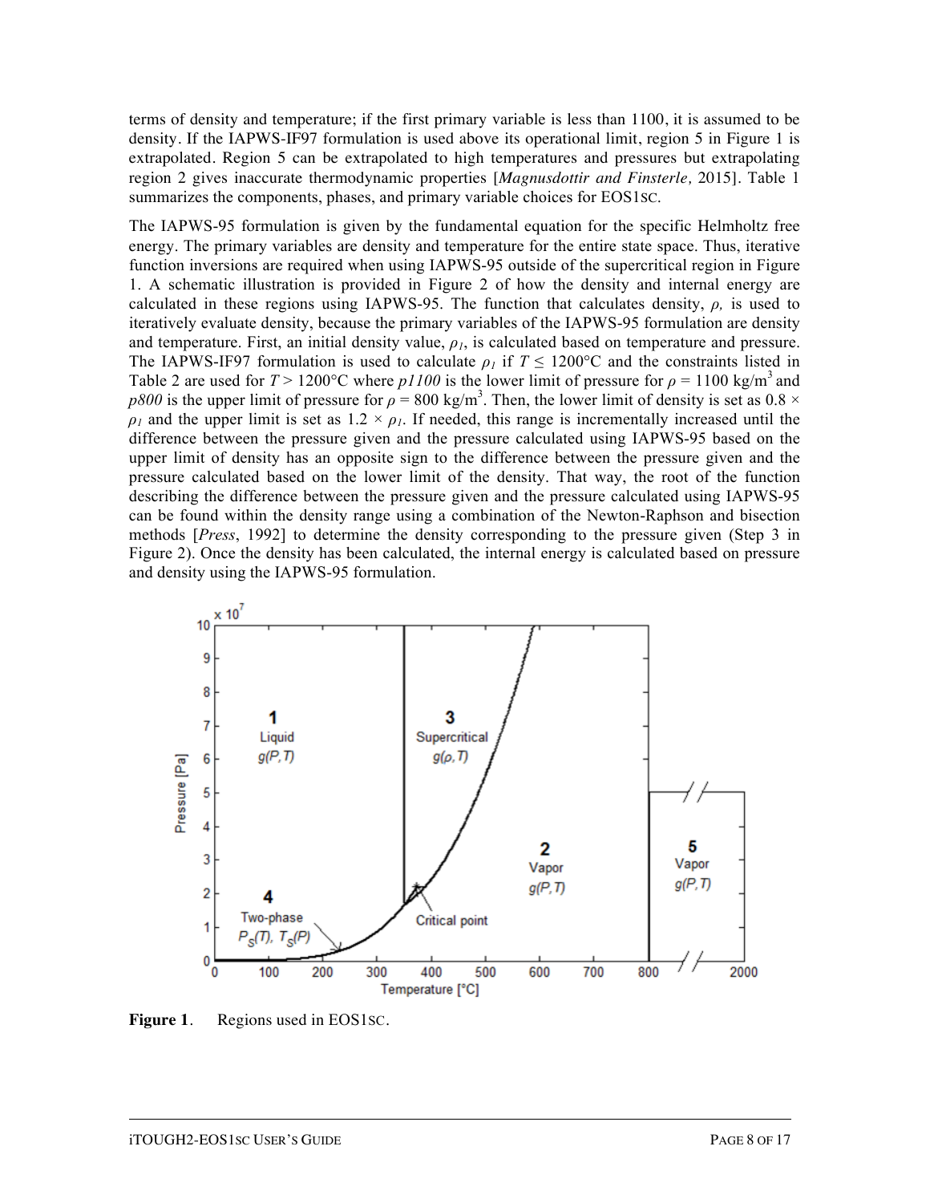terms of density and temperature; if the first primary variable is less than 1100, it is assumed to be density. If the IAPWS-IF97 formulation is used above its operational limit, region 5 in Figure 1 is extrapolated. Region 5 can be extrapolated to high temperatures and pressures but extrapolating region 2 gives inaccurate thermodynamic properties [*Magnusdottir and Finsterle,* 2015]. Table 1 summarizes the components, phases, and primary variable choices for EOS1SC.

The IAPWS-95 formulation is given by the fundamental equation for the specific Helmholtz free energy. The primary variables are density and temperature for the entire state space. Thus, iterative function inversions are required when using IAPWS-95 outside of the supercritical region in Figure 1. A schematic illustration is provided in Figure 2 of how the density and internal energy are calculated in these regions using IAPWS-95. The function that calculates density, $\rho$, is used to iteratively evaluate density, because the primary variables of the IAPWS-95 formulation are density and temperature. First, an initial density value, $\rho_1$, is calculated based on temperature and pressure. The IAPWS-IF97 formulation is used to calculate $\rho_1$ if $T \leq 1200$°C and the constraints listed in Table 2 are used for $T > 1200$°C where *p1100* is the lower limit of pressure for $\rho = 1100$ kg/m$^3$ and *p800* is the upper limit of pressure for $\rho = 800$ kg/m$^3$. Then, the lower limit of density is set as $0.8 \times \rho_1$ and the upper limit is set as $1.2 \times \rho_1$. If needed, this range is incrementally increased until the difference between the pressure given and the pressure calculated using IAPWS-95 based on the upper limit of density has an opposite sign to the difference between the pressure given and the pressure calculated based on the lower limit of the density. That way, the root of the function describing the difference between the pressure given and the pressure calculated using IAPWS-95 can be found within the density range using a combination of the Newton-Raphson and bisection methods [*Press*, 1992] to determine the density corresponding to the pressure given (Step 3 in Figure 2). Once the density has been calculated, the internal energy is calculated based on pressure and density using the IAPWS-95 formulation.

**Figure 1**. Regions used in EOS1SC.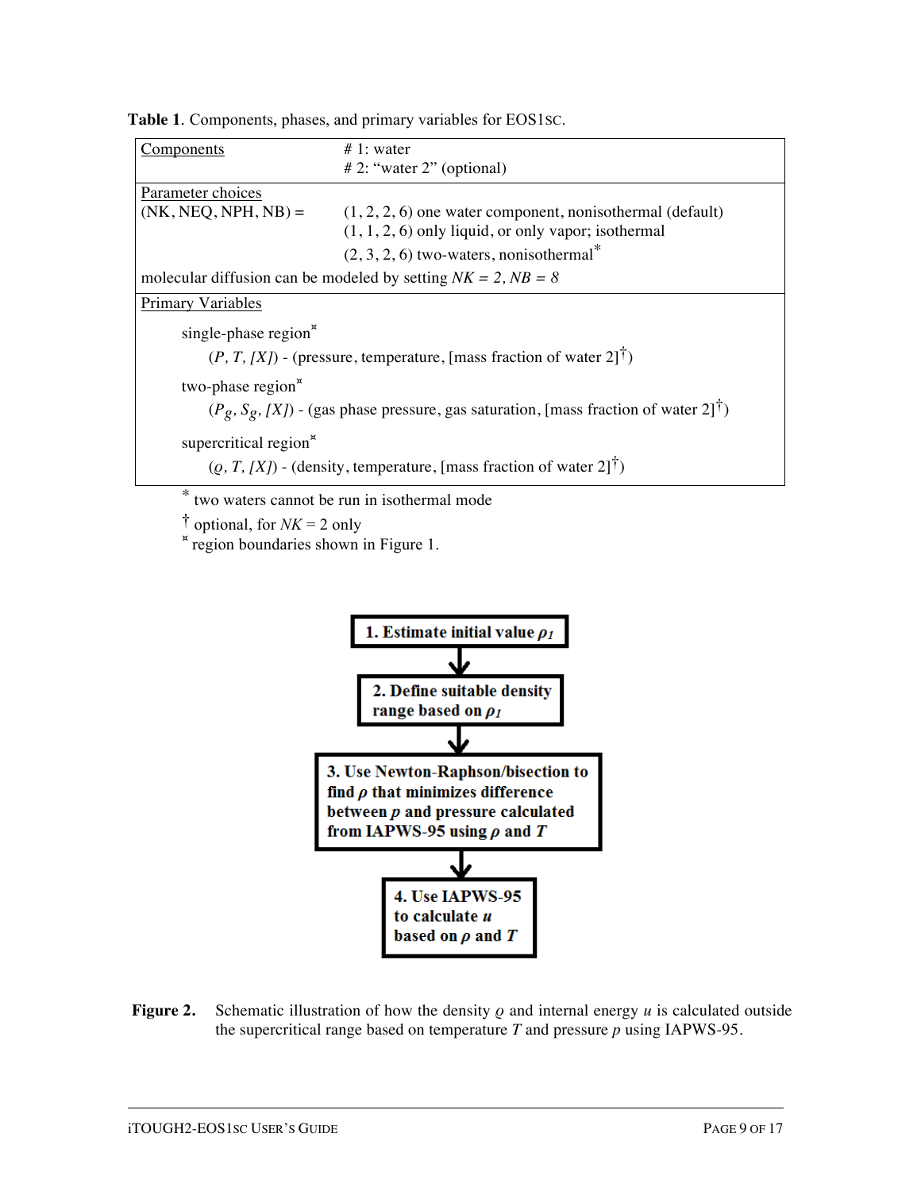**Table 1**. Components, phases, and primary variables for EOS1SC.

| Components | # 1: water<br># 2: "water 2" (optional) |
|---|---|
| Parameter choices<br>(NK, NEQ, NPH, NB) = | (1, 2, 2, 6) one water component, nonisothermal (default)<br>(1, 1, 2, 6) only liquid, or only vapor; isothermal<br>(2, 3, 2, 6) two-waters, nonisothermal* |
| molecular diffusion can be modeled by setting *NK = 2, NB = 8* | |
| Primary Variables | |
| single-phase region¤<br>(*P, T, [X]*) - (pressure, temperature, [mass fraction of water 2]†) | |
| two-phase region¤<br>($P_g$, $S_g$, *[X]*) - (gas phase pressure, gas saturation, [mass fraction of water 2]†) | |
| supercritical region¤<br>($\varrho$, *T, [X]*) - (density, temperature, [mass fraction of water 2]†) | |

\* two waters cannot be run in isothermal mode

† optional, for *NK* = 2 only

¤ region boundaries shown in Figure 1.

**1. Estimate initial value $\rho_1$**

↓

**2. Define suitable density range based on $\rho_1$**

↓

**3. Use Newton-Raphson/bisection to find $\rho$ that minimizes difference between $p$ and pressure calculated from IAPWS-95 using $\rho$ and $T$**

↓

**4. Use IAPWS-95 to calculate $u$ based on $\rho$ and $T$**

**Figure 2.** Schematic illustration of how the density $\varrho$ and internal energy $u$ is calculated outside the supercritical range based on temperature $T$ and pressure $p$ using IAPWS-95.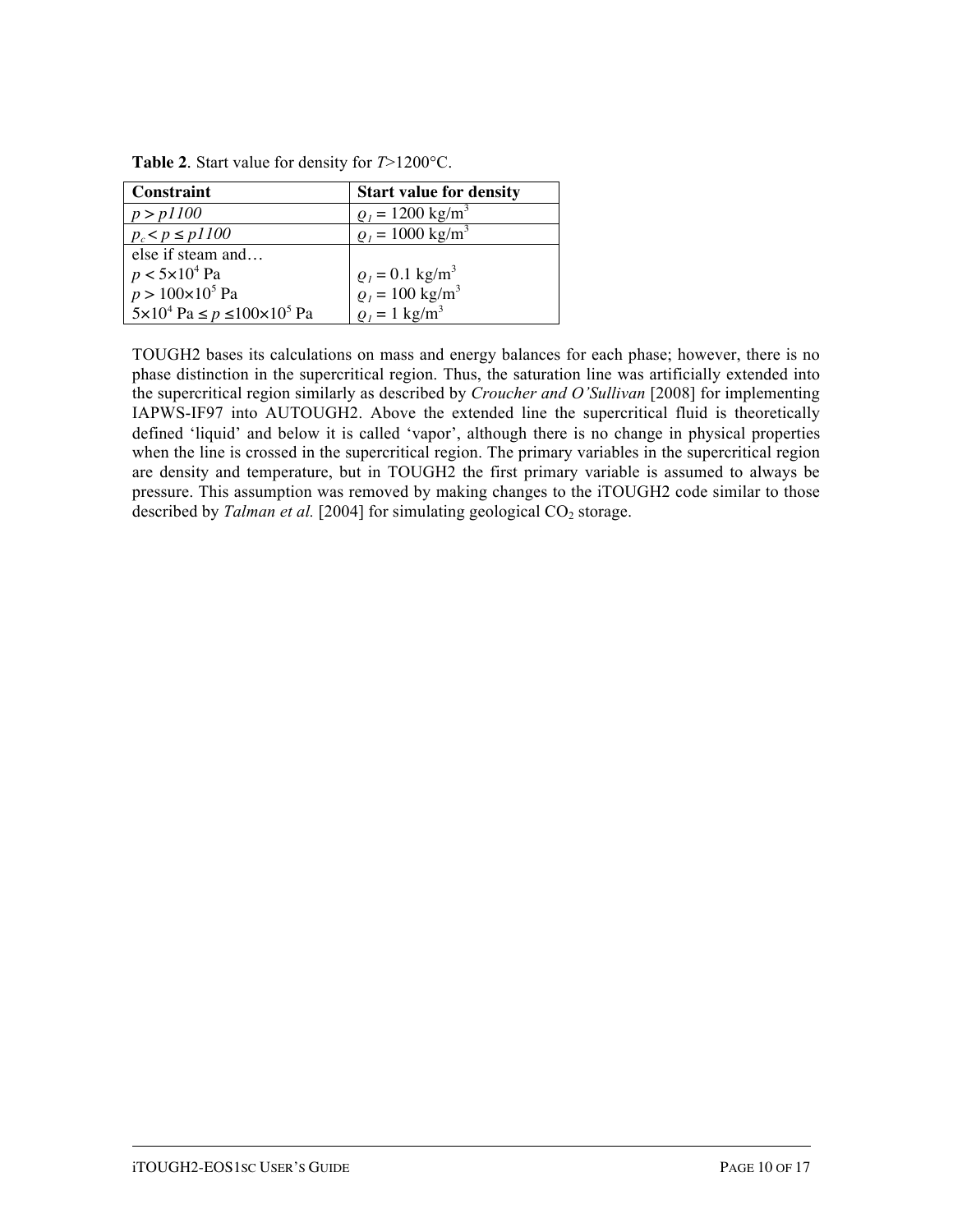**Table 2**. Start value for density for $T$>1200°C.

| Constraint | Start value for density |
|---|---|
| $p > p1100$ | $\varrho_1 = 1200$ kg/m$^3$ |
| $p_c < p \leq p1100$ | $\varrho_1 = 1000$ kg/m$^3$ |
| else if steam and… | |
| $p < 5\times10^4$ Pa | $\varrho_1 = 0.1$ kg/m$^3$ |
| $p > 100\times10^5$ Pa | $\varrho_1 = 100$ kg/m$^3$ |
| $5\times10^4$ Pa $\leq p \leq 100\times10^5$ Pa | $\varrho_1 = 1$ kg/m$^3$ |

TOUGH2 bases its calculations on mass and energy balances for each phase; however, there is no phase distinction in the supercritical region. Thus, the saturation line was artificially extended into the supercritical region similarly as described by *Croucher and O'Sullivan* [2008] for implementing IAPWS-IF97 into AUTOUGH2. Above the extended line the supercritical fluid is theoretically defined 'liquid' and below it is called 'vapor', although there is no change in physical properties when the line is crossed in the supercritical region. The primary variables in the supercritical region are density and temperature, but in TOUGH2 the first primary variable is assumed to always be pressure. This assumption was removed by making changes to the iTOUGH2 code similar to those described by *Talman et al.* [2004] for simulating geological $CO_2$ storage.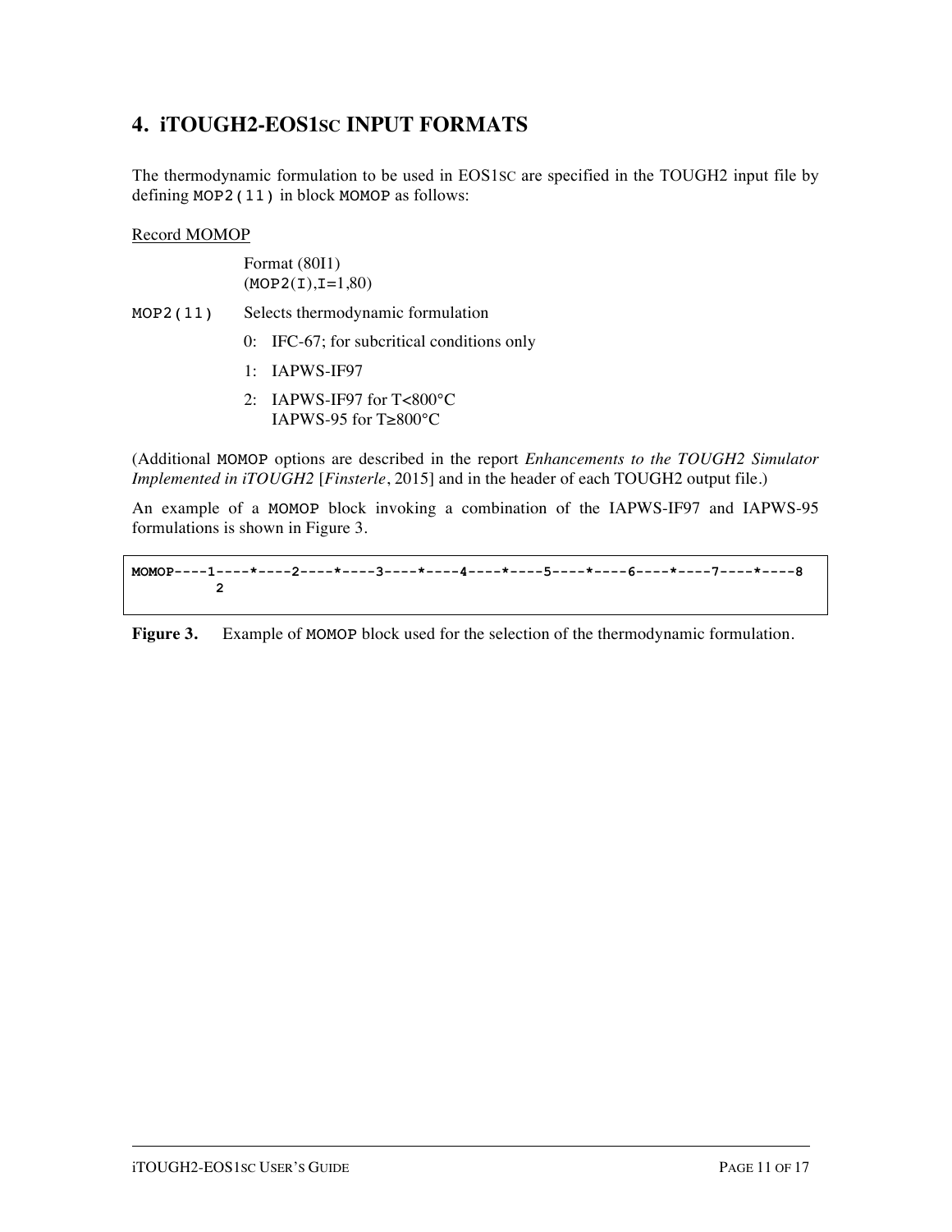## 4. iTOUGH2-EOS1SC INPUT FORMATS

The thermodynamic formulation to be used in EOS1SC are specified in the TOUGH2 input file by defining `MOP2(11)` in block `MOMOP` as follows:

Record MOMOP

Format (80I1)
(`MOP2(I)`,`I`=1,80)

`MOP2(11)` Selects thermodynamic formulation

- 0: IFC-67; for subcritical conditions only
- 1: IAPWS-IF97
- 2: IAPWS-IF97 for T<800°C
  IAPWS-95 for T≥800°C

(Additional `MOMOP` options are described in the report *Enhancements to the TOUGH2 Simulator Implemented in iTOUGH2* [*Finsterle*, 2015] and in the header of each TOUGH2 output file.)

An example of a `MOMOP` block invoking a combination of the IAPWS-IF97 and IAPWS-95 formulations is shown in Figure 3.

```
MOMOP----1----*----2----*----3----*----4----*----5----*----6----*----7----*----8
          2
```

**Figure 3.** Example of `MOMOP` block used for the selection of the thermodynamic formulation.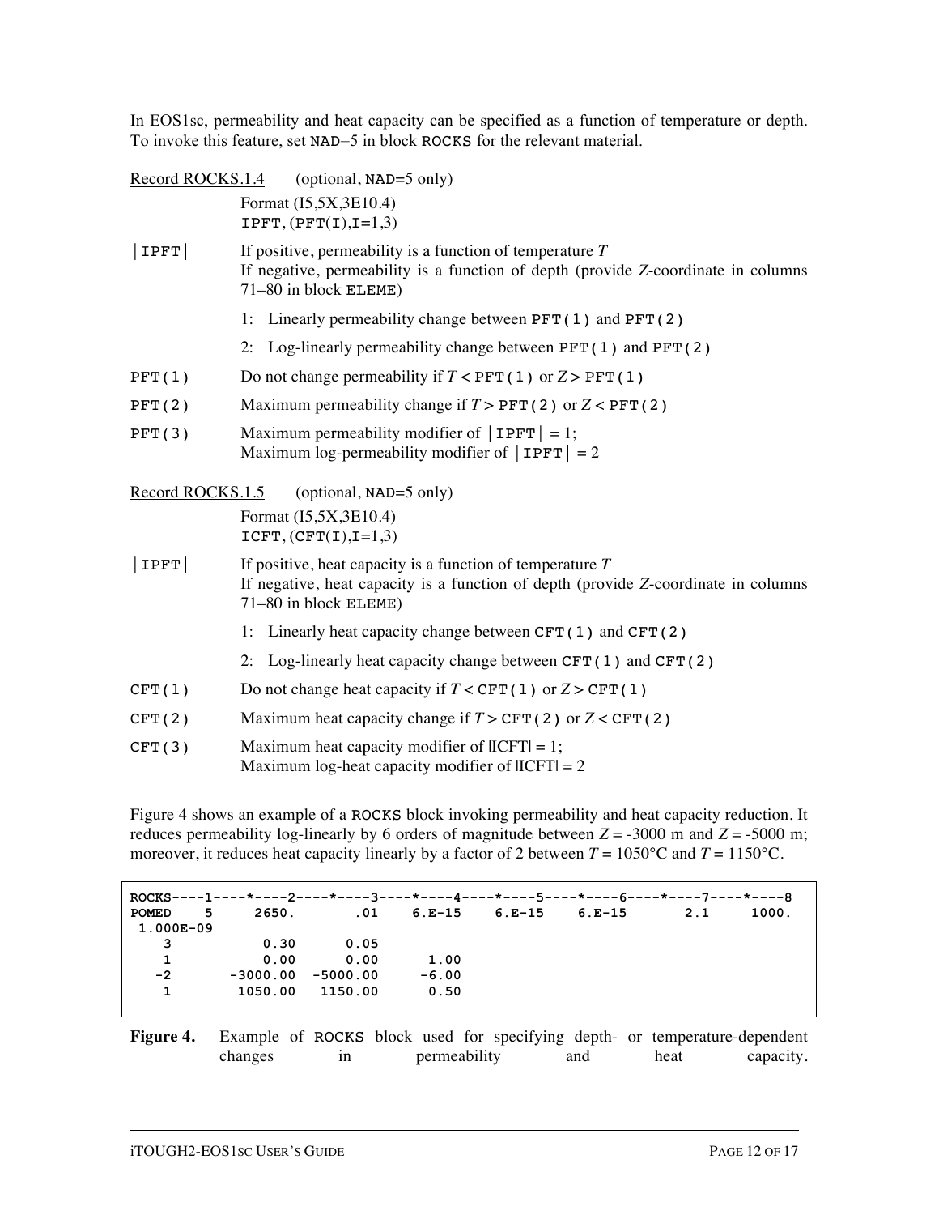In EOS1sc, permeability and heat capacity can be specified as a function of temperature or depth. To invoke this feature, set `NAD`=5 in block `ROCKS` for the relevant material.

Record ROCKS.1.4 (optional, `NAD`=5 only)

Format (I5,5X,3E10.4)
`IPFT`, (`PFT(I)`,`I=1,3`)

`|IPFT|` If positive, permeability is a function of temperature $T$
If negative, permeability is a function of depth (provide $Z$-coordinate in columns 71–80 in block `ELEME`)

1: Linearly permeability change between `PFT(1)` and `PFT(2)`

2: Log-linearly permeability change between `PFT(1)` and `PFT(2)`

`PFT(1)` Do not change permeability if $T <$ `PFT(1)` or $Z >$ `PFT(1)`

`PFT(2)` Maximum permeability change if $T >$ `PFT(2)` or $Z <$ `PFT(2)`

`PFT(3)` Maximum permeability modifier of `|IPFT|` = 1;
Maximum log-permeability modifier of `|IPFT|` = 2

Record ROCKS.1.5 (optional, `NAD`=5 only)

Format (I5,5X,3E10.4)
`ICFT`, (`CFT(I)`,`I=1,3`)

`|IPFT|` If positive, heat capacity is a function of temperature $T$
If negative, heat capacity is a function of depth (provide $Z$-coordinate in columns 71–80 in block `ELEME`)

1: Linearly heat capacity change between `CFT(1)` and `CFT(2)`

2: Log-linearly heat capacity change between `CFT(1)` and `CFT(2)`

`CFT(1)` Do not change heat capacity if $T <$ `CFT(1)` or $Z >$ `CFT(1)`

`CFT(2)` Maximum heat capacity change if $T >$ `CFT(2)` or $Z <$ `CFT(2)`

`CFT(3)` Maximum heat capacity modifier of |ICFT| = 1;
Maximum log-heat capacity modifier of |ICFT| = 2

Figure 4 shows an example of a `ROCKS` block invoking permeability and heat capacity reduction. It reduces permeability log-linearly by 6 orders of magnitude between $Z$ = -3000 m and $Z$ = -5000 m; moreover, it reduces heat capacity linearly by a factor of 2 between $T$ = 1050°C and $T$ = 1150°C.

```
ROCKS----1----*----2----*----3----*----4----*----5----*----6----*----7----*----8
POMED    5     2650.       .01    6.E-15    6.E-15    6.E-15       2.1     1000.
 1.000E-09
    3           0.30      0.05
    1           0.00      0.00      1.00
   -2       -3000.00  -5000.00     -6.00
    1        1050.00   1150.00      0.50
```

**Figure 4.** Example of `ROCKS` block used for specifying depth- or temperature-dependent changes in permeability and heat capacity.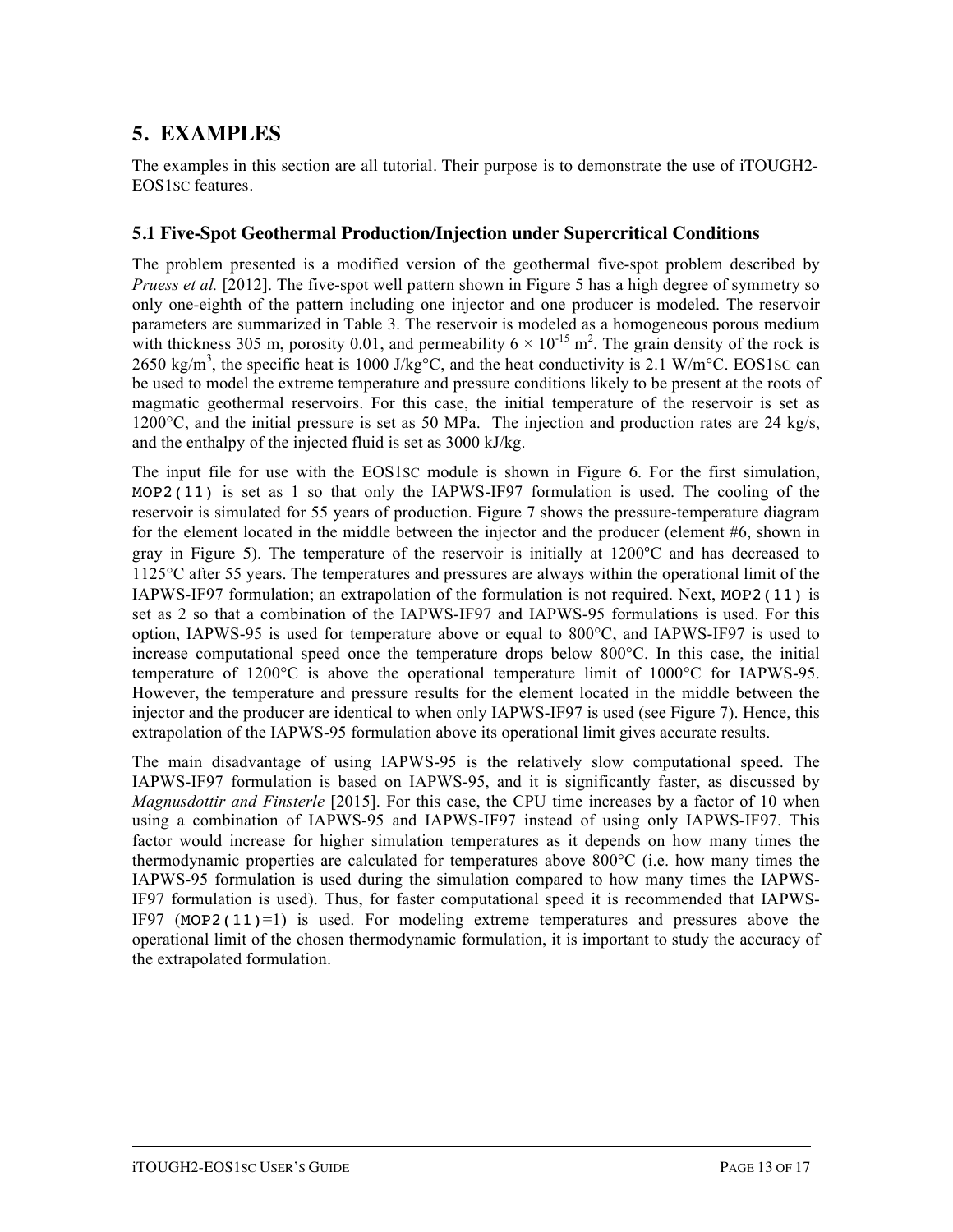// 5. EXAMPLES

The examples in this section are all tutorial. Their purpose is to demonstrate the use of iTOUGH2-EOS1SC features.

## 5.1 Five-Spot Geothermal Production/Injection under Supercritical Conditions

The problem presented is a modified version of the geothermal five-spot problem described by *Pruess et al.* [2012]. The five-spot well pattern shown in Figure 5 has a high degree of symmetry so only one-eighth of the pattern including one injector and one producer is modeled. The reservoir parameters are summarized in Table 3. The reservoir is modeled as a homogeneous porous medium with thickness 305 m, porosity 0.01, and permeability $6 \times 10^{-15}$ m$^2$. The grain density of the rock is 2650 kg/m$^3$, the specific heat is 1000 J/kg°C, and the heat conductivity is 2.1 W/m°C. EOS1SC can be used to model the extreme temperature and pressure conditions likely to be present at the roots of magmatic geothermal reservoirs. For this case, the initial temperature of the reservoir is set as 1200°C, and the initial pressure is set as 50 MPa. The injection and production rates are 24 kg/s, and the enthalpy of the injected fluid is set as 3000 kJ/kg.

The input file for use with the EOS1SC module is shown in Figure 6. For the first simulation, `MOP2(11)` is set as 1 so that only the IAPWS-IF97 formulation is used. The cooling of the reservoir is simulated for 55 years of production. Figure 7 shows the pressure-temperature diagram for the element located in the middle between the injector and the producer (element #6, shown in gray in Figure 5). The temperature of the reservoir is initially at 1200°C and has decreased to 1125°C after 55 years. The temperatures and pressures are always within the operational limit of the IAPWS-IF97 formulation; an extrapolation of the formulation is not required. Next, `MOP2(11)` is set as 2 so that a combination of the IAPWS-IF97 and IAPWS-95 formulations is used. For this option, IAPWS-95 is used for temperature above or equal to 800°C, and IAPWS-IF97 is used to increase computational speed once the temperature drops below 800°C. In this case, the initial temperature of 1200°C is above the operational temperature limit of 1000°C for IAPWS-95. However, the temperature and pressure results for the element located in the middle between the injector and the producer are identical to when only IAPWS-IF97 is used (see Figure 7). Hence, this extrapolation of the IAPWS-95 formulation above its operational limit gives accurate results.

The main disadvantage of using IAPWS-95 is the relatively slow computational speed. The IAPWS-IF97 formulation is based on IAPWS-95, and it is significantly faster, as discussed by *Magnusdottir and Finsterle* [2015]. For this case, the CPU time increases by a factor of 10 when using a combination of IAPWS-95 and IAPWS-IF97 instead of using only IAPWS-IF97. This factor would increase for higher simulation temperatures as it depends on how many times the thermodynamic properties are calculated for temperatures above 800°C (i.e. how many times the IAPWS-95 formulation is used during the simulation compared to how many times the IAPWS-IF97 formulation is used). Thus, for faster computational speed it is recommended that IAPWS-IF97 (`MOP2(11)`=1) is used. For modeling extreme temperatures and pressures above the operational limit of the chosen thermodynamic formulation, it is important to study the accuracy of the extrapolated formulation.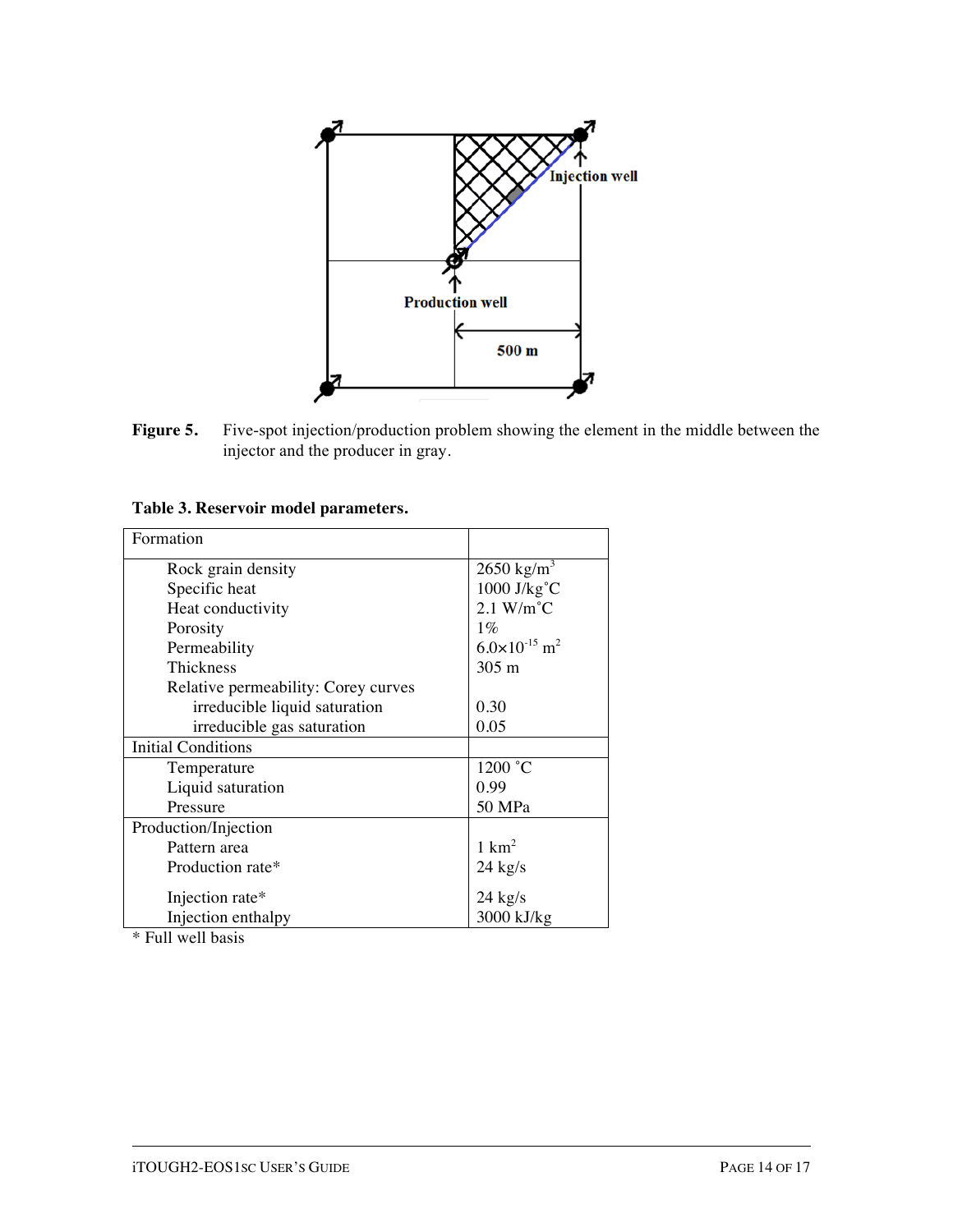**Figure 5.** Five-spot injection/production problem showing the element in the middle between the injector and the producer in gray.

**Table 3. Reservoir model parameters.**

| Formation | |
|---|---|
| Rock grain density | 2650 kg/m$^3$ |
| Specific heat | 1000 J/kg˚C |
| Heat conductivity | 2.1 W/m˚C |
| Porosity | 1% |
| Permeability | $6.0\times10^{-15}$ m$^2$ |
| Thickness | 305 m |
| Relative permeability: Corey curves | |
| irreducible liquid saturation | 0.30 |
| irreducible gas saturation | 0.05 |
| **Initial Conditions** | |
| Temperature | 1200 ˚C |
| Liquid saturation | 0.99 |
| Pressure | 50 MPa |
| **Production/Injection** | |
| Pattern area | 1 km$^2$ |
| Production rate* | 24 kg/s |
| Injection rate* | 24 kg/s |
| Injection enthalpy | 3000 kJ/kg |

* Full well basis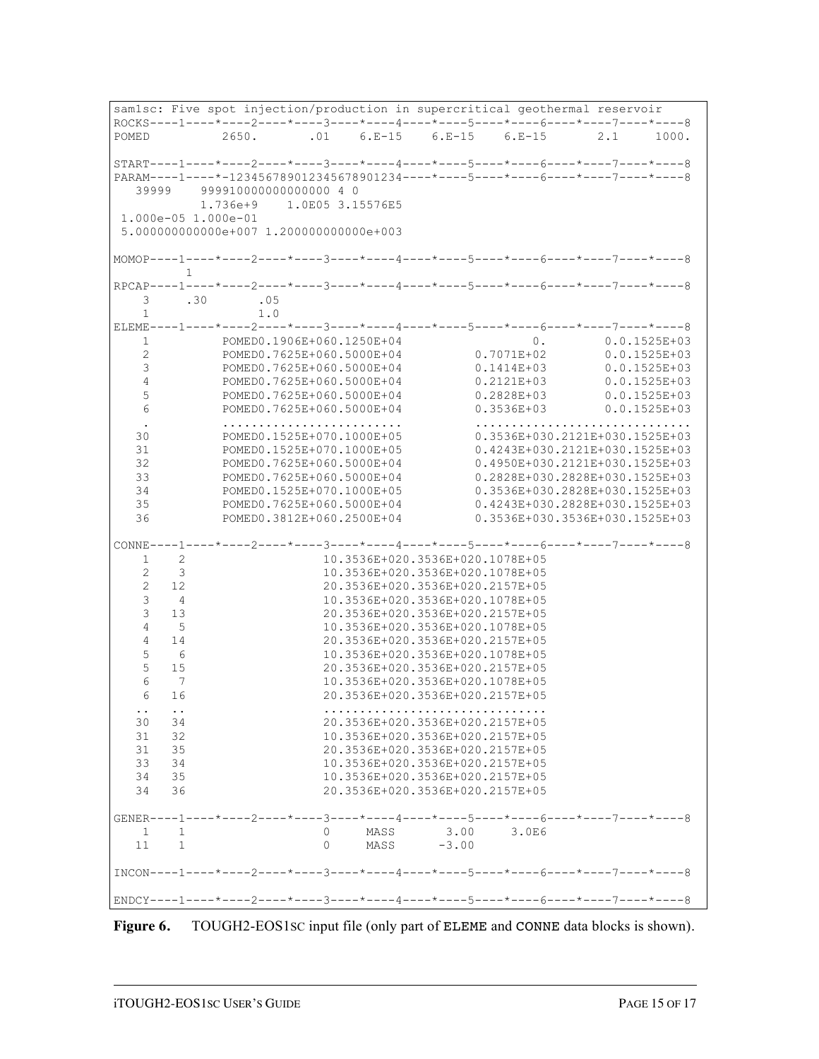```
sam1sc: Five spot injection/production in supercritical geothermal reservoir
ROCKS----1----*----2----*----3----*----4----*----5----*----6----*----7----*----8
POMED          2650.       .01    6.E-15    6.E-15    6.E-15       2.1     1000.

START----1----*----2----*----3----*----4----*----5----*----6----*----7----*----8
PARAM----1----*-123456789012345678901234----*----5----*----6----*----7----*----8
   39999    999910000000000000 4 0
           1.736e+9    1.0E05 3.15576E5
 1.000e-05 1.000e-01
 5.000000000000e+007 1.200000000000e+003

MOMOP----1----*----2----*----3----*----4----*----5----*----6----*----7----*----8
         1
RPCAP----1----*----2----*----3----*----4----*----5----*----6----*----7----*----8
    3     .30       .05
    1              1.0
ELEME----1----*----2----*----3----*----4----*----5----*----6----*----7----*----8
    1          POMED0.1906E+060.1250E+04                  0.        0.0.1525E+03
    2          POMED0.7625E+060.5000E+04          0.7071E+02        0.0.1525E+03
    3          POMED0.7625E+060.5000E+04          0.1414E+03        0.0.1525E+03
    4          POMED0.7625E+060.5000E+04          0.2121E+03        0.0.1525E+03
    5          POMED0.7625E+060.5000E+04          0.2828E+03        0.0.1525E+03
    6          POMED0.7625E+060.5000E+04          0.3536E+03        0.0.1525E+03
    .          .........................          ..............................
   30          POMED0.1525E+070.1000E+05          0.3536E+030.2121E+030.1525E+03
   31          POMED0.1525E+070.1000E+05          0.4243E+030.2121E+030.1525E+03
   32          POMED0.7625E+060.5000E+04          0.4950E+030.2121E+030.1525E+03
   33          POMED0.7625E+060.5000E+04          0.2828E+030.2828E+030.1525E+03
   34          POMED0.1525E+070.1000E+05          0.3536E+030.2828E+030.1525E+03
   35          POMED0.7625E+060.5000E+04          0.4243E+030.2828E+030.1525E+03
   36          POMED0.3812E+060.2500E+04          0.3536E+030.3536E+030.1525E+03

CONNE----1----*----2----*----3----*----4----*----5----*----6----*----7----*----8
    1    2                 10.3536E+020.3536E+020.1078E+05
    2    3                 10.3536E+020.3536E+020.1078E+05
    2   12                 20.3536E+020.3536E+020.2157E+05
    3    4                 10.3536E+020.3536E+020.1078E+05
    3   13                 20.3536E+020.3536E+020.2157E+05
    4    5                 10.3536E+020.3536E+020.1078E+05
    4   14                 20.3536E+020.3536E+020.2157E+05
    5    6                 10.3536E+020.3536E+020.1078E+05
    5   15                 20.3536E+020.3536E+020.2157E+05
    6    7                 10.3536E+020.3536E+020.1078E+05
    6   16                 20.3536E+020.3536E+020.2157E+05
   ..   ..                 ...............................
   30   34                 20.3536E+020.3536E+020.2157E+05
   31   32                 10.3536E+020.3536E+020.2157E+05
   31   35                 20.3536E+020.3536E+020.2157E+05
   33   34                 10.3536E+020.3536E+020.2157E+05
   34   35                 10.3536E+020.3536E+020.2157E+05
   34   36                 20.3536E+020.3536E+020.2157E+05

GENER----1----*----2----*----3----*----4----*----5----*----6----*----7----*----8
    1    1                 0     MASS       3.00     3.0E6
   11    1                 0     MASS      -3.00

INCON----1----*----2----*----3----*----4----*----5----*----6----*----7----*----8

ENDCY----1----*----2----*----3----*----4----*----5----*----6----*----7----*----8
```

**Figure 6.** TOUGH2-EOS1SC input file (only part of ELEME and CONNE data blocks is shown).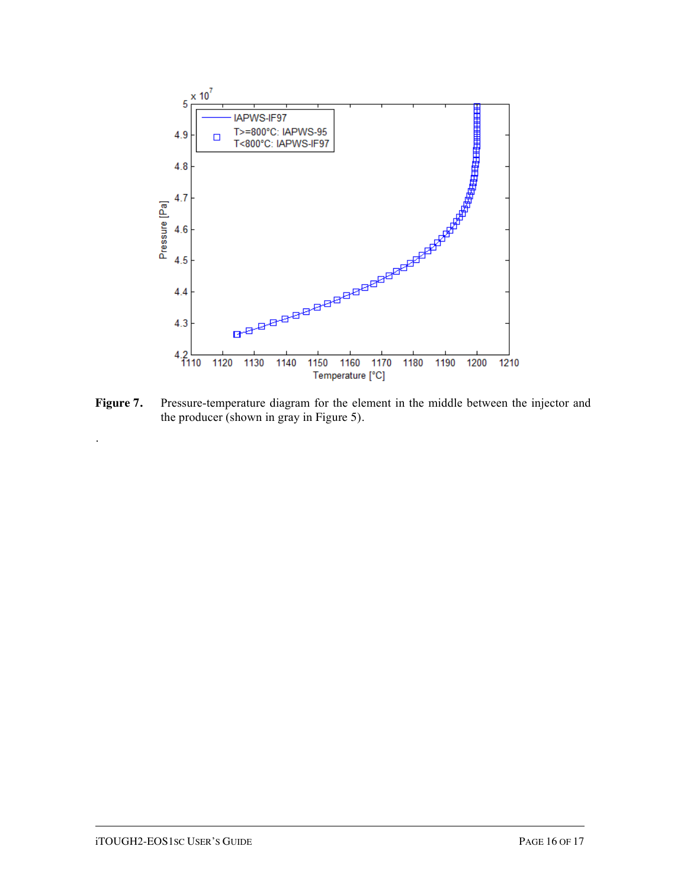**Figure 7.** Pressure-temperature diagram for the element in the middle between the injector and the producer (shown in gray in Figure 5).

.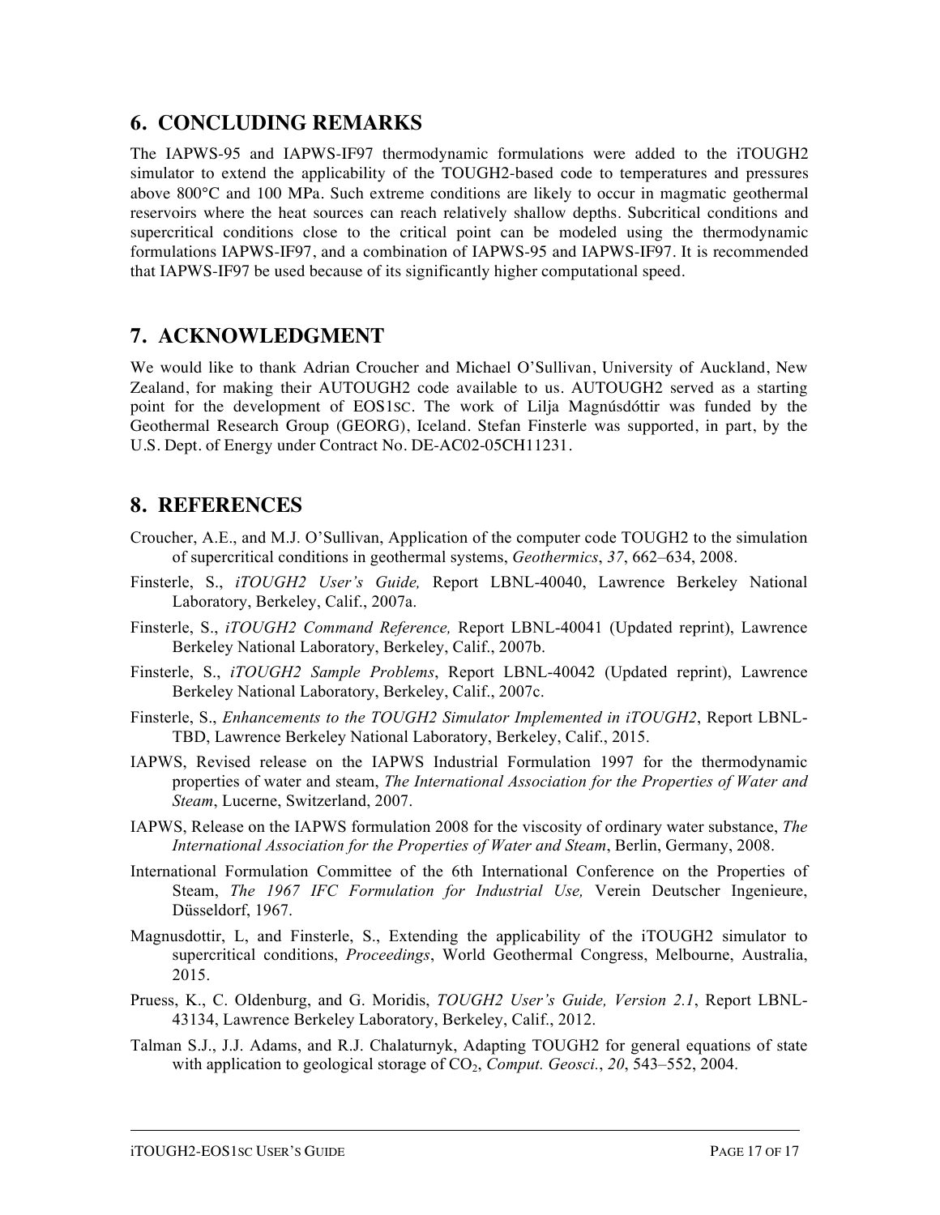## 6. CONCLUDING REMARKS

The IAPWS-95 and IAPWS-IF97 thermodynamic formulations were added to the iTOUGH2 simulator to extend the applicability of the TOUGH2-based code to temperatures and pressures above 800°C and 100 MPa. Such extreme conditions are likely to occur in magmatic geothermal reservoirs where the heat sources can reach relatively shallow depths. Subcritical conditions and supercritical conditions close to the critical point can be modeled using the thermodynamic formulations IAPWS-IF97, and a combination of IAPWS-95 and IAPWS-IF97. It is recommended that IAPWS-IF97 be used because of its significantly higher computational speed.

## 7. ACKNOWLEDGMENT

We would like to thank Adrian Croucher and Michael O'Sullivan, University of Auckland, New Zealand, for making their AUTOUGH2 code available to us. AUTOUGH2 served as a starting point for the development of EOS1SC. The work of Lilja Magnúsdóttir was funded by the Geothermal Research Group (GEORG), Iceland. Stefan Finsterle was supported, in part, by the U.S. Dept. of Energy under Contract No. DE-AC02-05CH11231.

## 8. REFERENCES

Croucher, A.E., and M.J. O'Sullivan, Application of the computer code TOUGH2 to the simulation of supercritical conditions in geothermal systems, *Geothermics*, *37*, 662–634, 2008.

Finsterle, S., *iTOUGH2 User's Guide,* Report LBNL-40040, Lawrence Berkeley National Laboratory, Berkeley, Calif., 2007a.

Finsterle, S., *iTOUGH2 Command Reference,* Report LBNL-40041 (Updated reprint), Lawrence Berkeley National Laboratory, Berkeley, Calif., 2007b.

Finsterle, S., *iTOUGH2 Sample Problems*, Report LBNL-40042 (Updated reprint), Lawrence Berkeley National Laboratory, Berkeley, Calif., 2007c.

Finsterle, S., *Enhancements to the TOUGH2 Simulator Implemented in iTOUGH2*, Report LBNL-TBD, Lawrence Berkeley National Laboratory, Berkeley, Calif., 2015.

IAPWS, Revised release on the IAPWS Industrial Formulation 1997 for the thermodynamic properties of water and steam, *The International Association for the Properties of Water and Steam*, Lucerne, Switzerland, 2007.

IAPWS, Release on the IAPWS formulation 2008 for the viscosity of ordinary water substance, *The International Association for the Properties of Water and Steam*, Berlin, Germany, 2008.

International Formulation Committee of the 6th International Conference on the Properties of Steam, *The 1967 IFC Formulation for Industrial Use,* Verein Deutscher Ingenieure, Düsseldorf, 1967.

Magnusdottir, L, and Finsterle, S., Extending the applicability of the iTOUGH2 simulator to supercritical conditions, *Proceedings*, World Geothermal Congress, Melbourne, Australia, 2015.

Pruess, K., C. Oldenburg, and G. Moridis, *TOUGH2 User's Guide, Version 2.1*, Report LBNL-43134, Lawrence Berkeley Laboratory, Berkeley, Calif., 2012.

Talman S.J., J.J. Adams, and R.J. Chalaturnyk, Adapting TOUGH2 for general equations of state with application to geological storage of $CO_2$, *Comput. Geosci.*, *20*, 543–552, 2004.